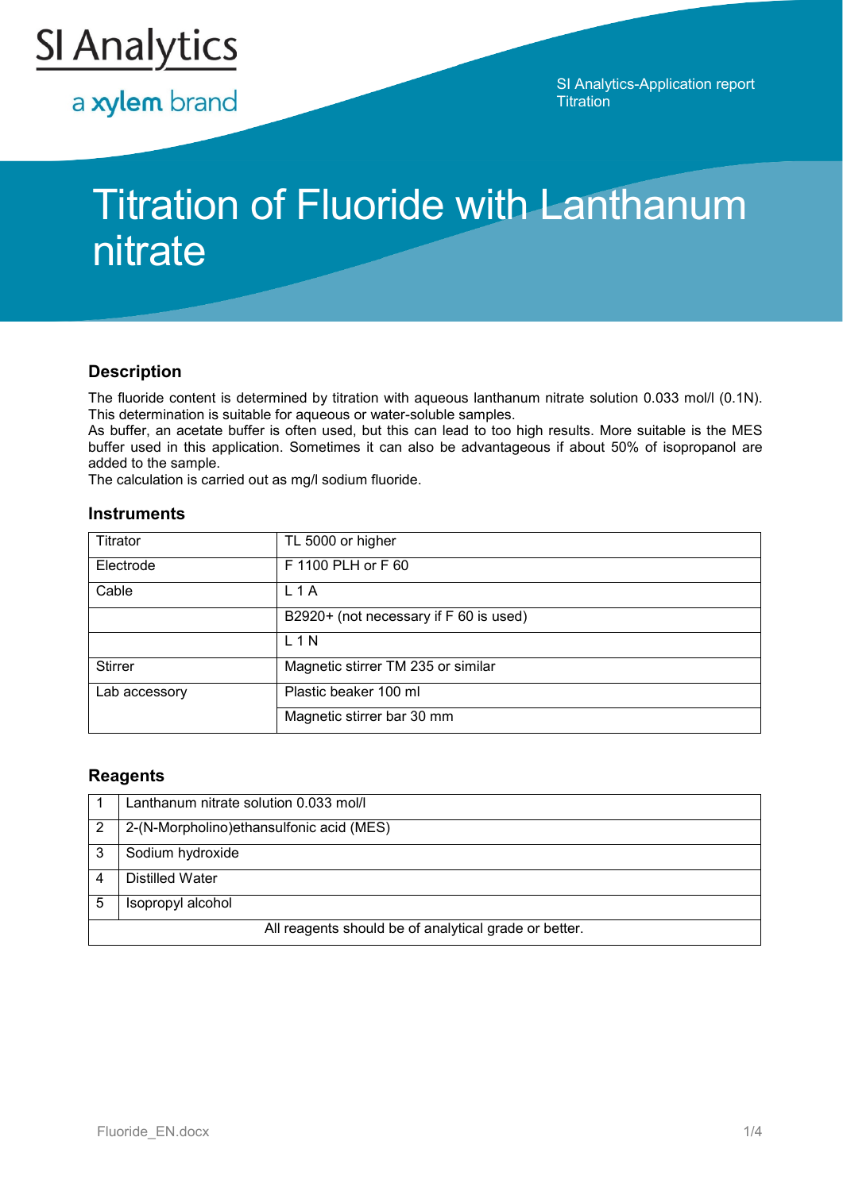SI Analytics

a xylem brand

SI Analytics-Application report
Titration

# Titration of Fluoride with Lanthanum nitrate

## Description

The fluoride content is determined by titration with aqueous lanthanum nitrate solution 0.033 mol/l (0.1N). This determination is suitable for aqueous or water-soluble samples.
As buffer, an acetate buffer is often used, but this can lead to too high results. More suitable is the MES buffer used in this application. Sometimes it can also be advantageous if about 50% of isopropanol are added to the sample.
The calculation is carried out as mg/l sodium fluoride.

## Instruments

| | |
|---|---|
| Titrator | TL 5000 or higher |
| Electrode | F 1100 PLH or F 60 |
| Cable | L 1 A |
| | B2920+ (not necessary if F 60 is used) |
| | L 1 N |
| Stirrer | Magnetic stirrer TM 235 or similar |
| Lab accessory | Plastic beaker 100 ml |
| | Magnetic stirrer bar 30 mm |

## Reagents

| | |
|---|---|
| 1 | Lanthanum nitrate solution 0.033 mol/l |
| 2 | 2-(N-Morpholino)ethansulfonic acid (MES) |
| 3 | Sodium hydroxide |
| 4 | Distilled Water |
| 5 | Isopropyl alcohol |
| All reagents should be of analytical grade or better. | |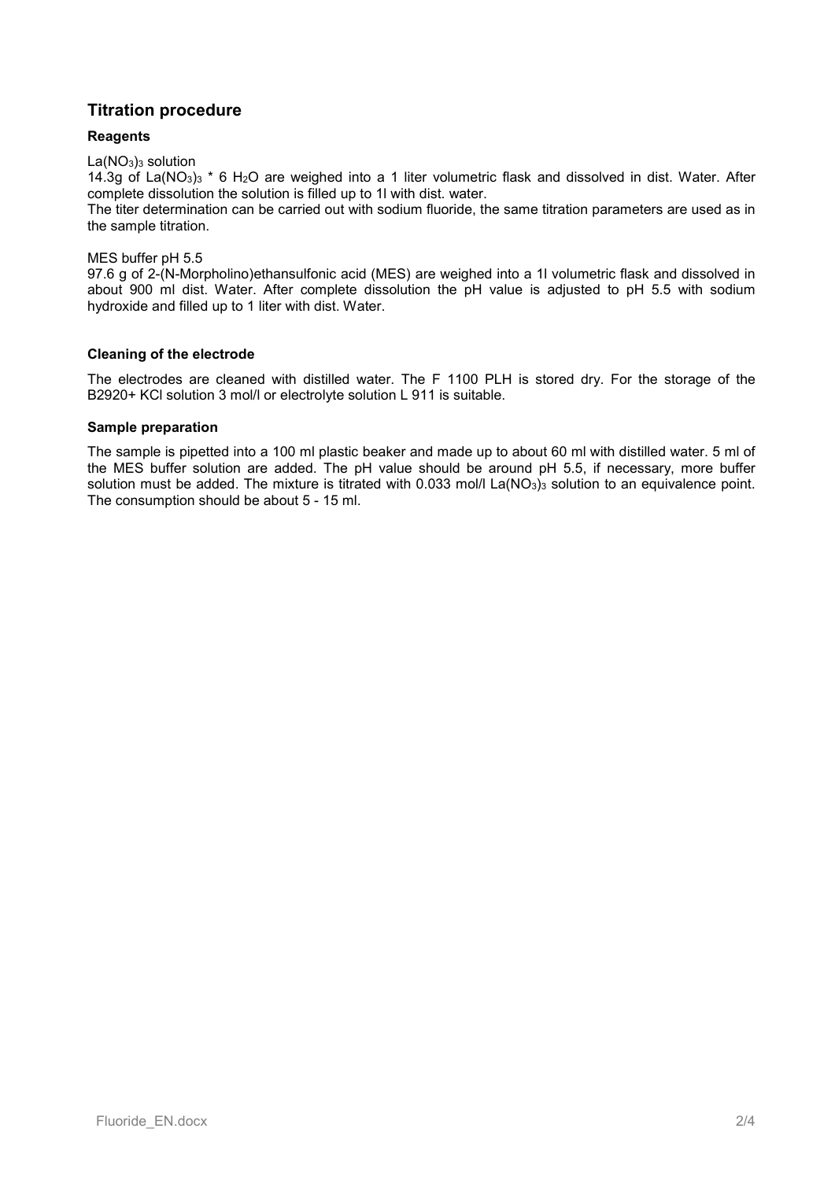## Titration procedure

### Reagents

$La(NO_3)_3$ solution
14.3g of $La(NO_3)_3$ * 6 $H_2O$ are weighed into a 1 liter volumetric flask and dissolved in dist. Water. After complete dissolution the solution is filled up to 1l with dist. water.
The titer determination can be carried out with sodium fluoride, the same titration parameters are used as in the sample titration.

MES buffer pH 5.5
97.6 g of 2-(N-Morpholino)ethansulfonic acid (MES) are weighed into a 1l volumetric flask and dissolved in about 900 ml dist. Water. After complete dissolution the pH value is adjusted to pH 5.5 with sodium hydroxide and filled up to 1 liter with dist. Water.

### Cleaning of the electrode

The electrodes are cleaned with distilled water. The F 1100 PLH is stored dry. For the storage of the B2920+ KCl solution 3 mol/l or electrolyte solution L 911 is suitable.

### Sample preparation

The sample is pipetted into a 100 ml plastic beaker and made up to about 60 ml with distilled water. 5 ml of the MES buffer solution are added. The pH value should be around pH 5.5, if necessary, more buffer solution must be added. The mixture is titrated with 0.033 mol/l $La(NO_3)_3$ solution to an equivalence point. The consumption should be about 5 - 15 ml.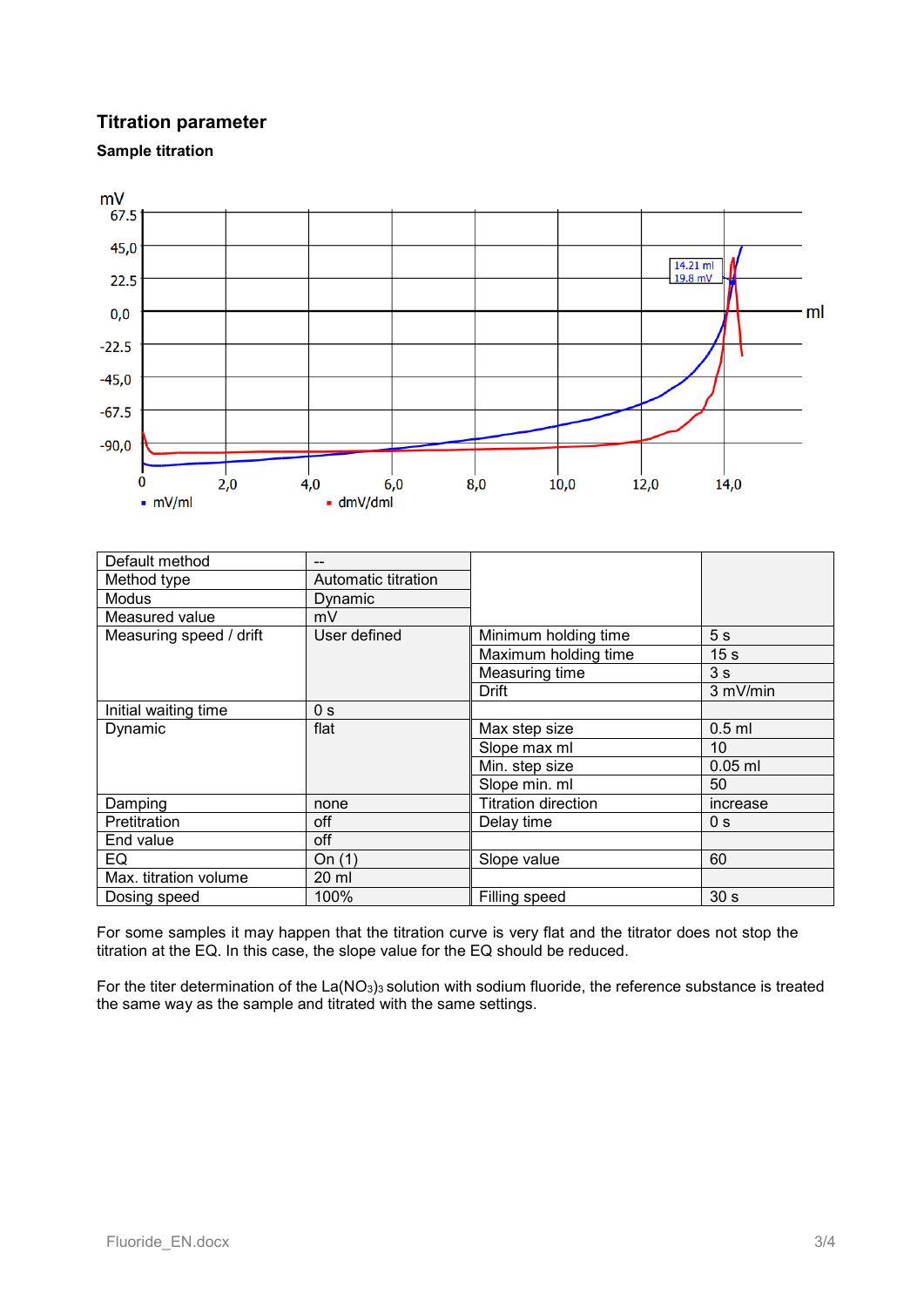## Titration parameter

### Sample titration

| Default method | -- | | |
|---|---|---|---|
| Method type | Automatic titration | | |
| Modus | Dynamic | | |
| Measured value | mV | | |
| Measuring speed / drift | User defined | Minimum holding time | 5 s |
| | | Maximum holding time | 15 s |
| | | Measuring time | 3 s |
| | | Drift | 3 mV/min |
| Initial waiting time | 0 s | | |
| Dynamic | flat | Max step size | 0.5 ml |
| | | Slope max ml | 10 |
| | | Min. step size | 0.05 ml |
| | | Slope min. ml | 50 |
| Damping | none | Titration direction | increase |
| Pretitration | off | Delay time | 0 s |
| End value | off | | |
| EQ | On (1) | Slope value | 60 |
| Max. titration volume | 20 ml | | |
| Dosing speed | 100% | Filling speed | 30 s |

For some samples it may happen that the titration curve is very flat and the titrator does not stop the titration at the EQ. In this case, the slope value for the EQ should be reduced.

For the titer determination of the $La(NO_3)_3$ solution with sodium fluoride, the reference substance is treated the same way as the sample and titrated with the same settings.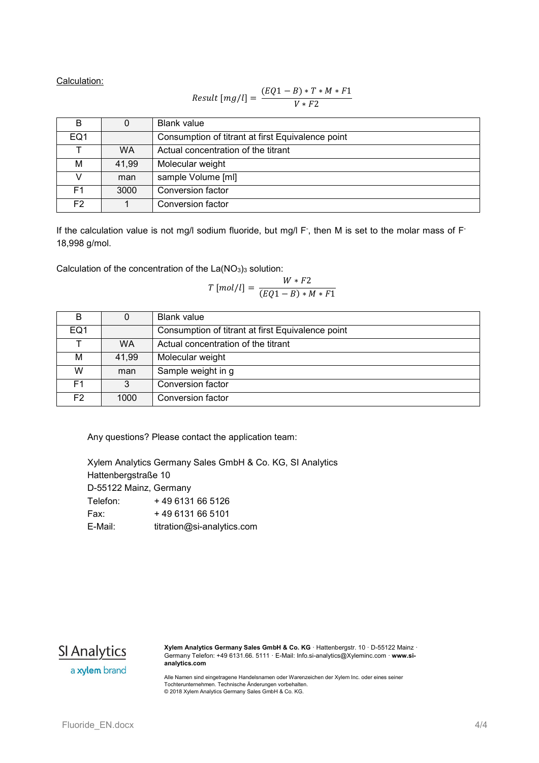Calculation:

$$Result\ [mg/l] = \frac{(EQ1 - B) * T * M * F1}{V * F2}$$

| | | |
|---|---|---|
| B | 0 | Blank value |
| EQ1 | | Consumption of titrant at first Equivalence point |
| T | WA | Actual concentration of the titrant |
| M | 41,99 | Molecular weight |
| V | man | sample Volume [ml] |
| F1 | 3000 | Conversion factor |
| F2 | 1 | Conversion factor |

If the calculation value is not mg/l sodium fluoride, but mg/l $F^-$, then M is set to the molar mass of $F^-$ 18,998 g/mol.

Calculation of the concentration of the $La(NO_3)_3$ solution:

$$T\ [mol/l] = \frac{W * F2}{(EQ1 - B) * M * F1}$$

| | | |
|---|---|---|
| B | 0 | Blank value |
| EQ1 | | Consumption of titrant at first Equivalence point |
| T | WA | Actual concentration of the titrant |
| M | 41,99 | Molecular weight |
| W | man | Sample weight in g |
| F1 | 3 | Conversion factor |
| F2 | 1000 | Conversion factor |

Any questions? Please contact the application team:

Xylem Analytics Germany Sales GmbH & Co. KG, SI Analytics
Hattenbergstraße 10
D-55122 Mainz, Germany
Telefon: + 49 6131 66 5126
Fax: + 49 6131 66 5101
E-Mail: titration@si-analytics.com

SI Analytics
a xylem brand

**Xylem Analytics Germany Sales GmbH & Co. KG** · Hattenbergstr. 10 · D-55122 Mainz · Germany Telefon: +49 6131.66. 5111 · E-Mail: Info.si-analytics@Xyleminc.com · **www.si-analytics.com**

Alle Namen sind eingetragene Handelsnamen oder Warenzeichen der Xylem Inc. oder eines seiner Tochterunternehmen. Technische Änderungen vorbehalten.
© 2018 Xylem Analytics Germany Sales GmbH & Co. KG.